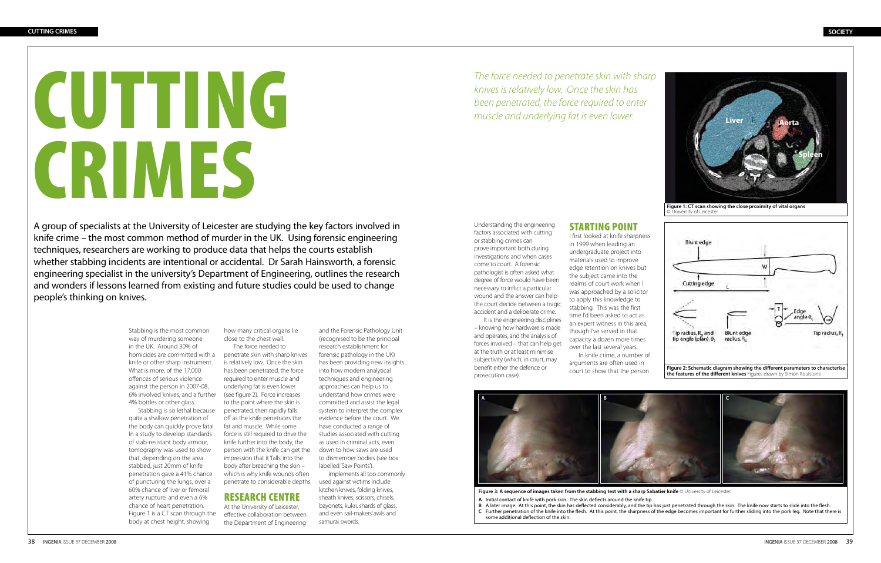# CUTTING CRIMES

*The force needed to penetrate skin with sharp knives is relatively low. Once the skin has been penetrated, the force required to enter muscle and underlying fat is even lower.*

A group of specialists at the University of Leicester are studying the key factors involved in knife crime – the most common method of murder in the UK. Using forensic engineering techniques, researchers are working to produce data that helps the courts establish whether stabbing incidents are intentional or accidental. Dr Sarah Hainsworth, a forensic engineering specialist in the university's Department of Engineering, outlines the research and wonders if lessons learned from existing and future studies could be used to change people's thinking on knives.

Stabbing is the most common way of murdering someone in the UK. Around 30% of homicides are committed with a knife or other sharp instrument. What is more, of the 17,000 offences of serious violence against the person in 2007-08, 6% involved knives, and a further 4% bottles or other glass.

Stabbing is so lethal because quite a shallow penetration of the body can quickly prove fatal. In a study to develop standards of stab-resistant body armour, tomography was used to show that, depending on the area stabbed, just 20mm of knife penetration gave a 41% chance of puncturing the lungs, over a 60% chance of liver or femoral artery rupture, and even a 6% chance of heart penetration. Figure 1 is a CT scan through the body at chest height, showing how many critical organs lie close to the chest wall.

The force needed to penetrate skin with sharp knives is relatively low. Once the skin has been penetrated, the force required to enter muscle and underlying fat is even lower (see figure 2). Force increases to the point where the skin is penetrated, then rapidly falls off as the knife penetrates the fat and muscle. While some force is still required to drive the knife further into the body, the person with the knife can get the impression that it 'falls' into the body after breaching the skin – which is why knife wounds often penetrate to considerable depths.

## RESEARCH CENTRE

At the University of Leicester, effective collaboration between the Department of Engineering and the Forensic Pathology Unit (recognised to be the principal research establishment for forensic pathology in the UK) has been providing new insights into how modern analytical techniques and engineering approaches can help us to understand how crimes were committed and assist the legal system to interpret the complex evidence before the court. We have conducted a range of studies associated with cutting as used in criminal acts, even down to how saws are used to dismember bodies (see box labelled 'Saw Points').

Implements all too commonly used against victims include kitchen knives, folding knives, sheath knives, scissors, chisels, bayonets, kukri, shards of glass, and even sail-makers' awls and samurai swords.

Understanding the engineering factors associated with cutting or stabbing crimes can prove important both during investigations and when cases come to court. A forensic pathologist is often asked what degree of force would have been necessary to inflict a particular wound and the answer can help the court decide between a tragic accident and a deliberate crime.

It is the engineering disciplines – knowing how hardware is made and operates, and the analysis of forces involved – that can help get at the truth or at least minimise subjectivity (which, in court, may benefit either the defence or prosecution case).

## STARTING POINT

I first looked at knife sharpness in 1999 when leading an undergraduate project into materials used to improve edge retention on knives but the subject came into the realms of court work when I was approached by a solicitor to apply this knowledge to stabbing. This was the first time I'd been asked to act as an expert witness in this area, though I've served in that capacity a dozen more times over the last several years.

In knife crime, a number of arguments are often used in court to show that the person

**Figure 1: CT scan showing the close proximity of vital organs** © University of Leicester

**Figure 2: Schematic diagram showing the different parameters to characterise the features of the different knives** Figures drawn by Simon Roulstone

**Figure 3: A sequence of images taken from the stabbing test with a sharp Sabatier knife** © University of Leicester

**A** Initial contact of knife with pork skin. The skin deflects around the knife tip.

**B** A later image. At this point, the skin has deflected considerably, and the tip has just penetrated through the skin. The knife now starts to slide into the flesh.

**C** Further penetration of the knife into the flesh. At this point, the sharpness of the edge becomes important for further sliding into the pork leg. Note that there is some additional deflection of the skin.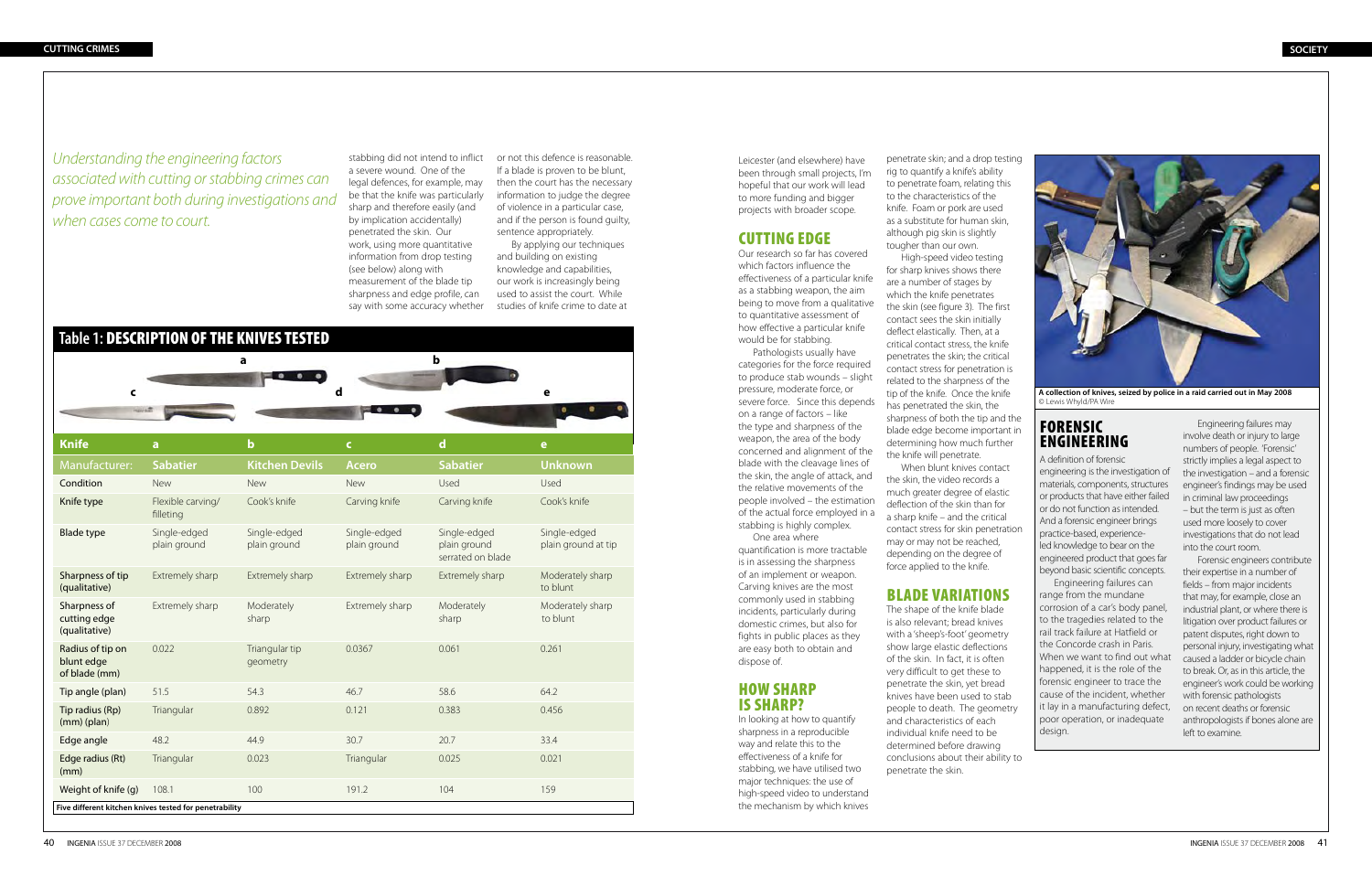*Understanding the engineering factors associated with cutting or stabbing crimes can prove important both during investigations and when cases come to court.*

stabbing did not intend to inflict a severe wound. One of the legal defences, for example, may be that the knife was particularly sharp and therefore easily (and by implication accidentally) penetrated the skin. Our work, using more quantitative information from drop testing (see below) along with measurement of the blade tip sharpness and edge profile, can say with some accuracy whether or not this defence is reasonable. If a blade is proven to be blunt, then the court has the necessary information to judge the degree of violence in a particular case, and if the person is found guilty, sentence appropriately.

By applying our techniques and building on existing knowledge and capabilities, our work is increasingly being used to assist the court. While studies of knife crime to date at Leicester (and elsewhere) have been through small projects, I'm hopeful that our work will lead to more funding and bigger projects with broader scope.

## Table 1: DESCRIPTION OF THE KNIVES TESTED

| Knife | a | b | c | d | e |
|---|---|---|---|---|---|
| Manufacturer: | Sabatier | Kitchen Devils | Acero | Sabatier | Unknown |
| Condition | New | New | New | Used | Used |
| Knife type | Flexible carving/ filleting | Cook's knife | Carving knife | Carving knife | Cook's knife |
| Blade type | Single-edged plain ground | Single-edged plain ground | Single-edged plain ground | Single-edged plain ground serrated on blade | Single-edged plain ground at tip |
| Sharpness of tip (qualitative) | Extremely sharp | Extremely sharp | Extremely sharp | Extremely sharp | Moderately sharp to blunt |
| Sharpness of cutting edge (qualitative) | Extremely sharp | Moderately sharp | Extremely sharp | Moderately sharp | Moderately sharp to blunt |
| Radius of tip on blunt edge of blade (mm) | 0.022 | Triangular tip geometry | 0.0367 | 0.061 | 0.261 |
| Tip angle (plan) | 51.5 | 54.3 | 46.7 | 58.6 | 64.2 |
| Tip radius (Rp) (mm) (plan) | Triangular | 0.892 | 0.121 | 0.383 | 0.456 |
| Edge angle | 48.2 | 44.9 | 30.7 | 20.7 | 33.4 |
| Edge radius (Rt) (mm) | Triangular | 0.023 | Triangular | 0.025 | 0.021 |
| Weight of knife (g) | 108.1 | 100 | 191.2 | 104 | 159 |

Five different kitchen knives tested for penetrability

## CUTTING EDGE

Our research so far has covered which factors influence the effectiveness of a particular knife as a stabbing weapon, the aim being to move from a qualitative to quantitative assessment of how effective a particular knife would be for stabbing.

Pathologists usually have categories for the force required to produce stab wounds – slight pressure, moderate force, or severe force. Since this depends on a range of factors – like the type and sharpness of the weapon, the area of the body concerned and alignment of the blade with the cleavage lines of the skin, the angle of attack, and the relative movements of the people involved – the estimation of the actual force employed in a stabbing is highly complex.

One area where quantification is more tractable is in assessing the sharpness of an implement or weapon. Carving knives are the most commonly used in stabbing incidents, particularly during domestic crimes, but also for fights in public places as they are easy both to obtain and dispose of.

## HOW SHARP IS SHARP?

In looking at how to quantify sharpness in a reproducible way and relate this to the effectiveness of a knife for stabbing, we have utilised two major techniques: the use of high-speed video to understand the mechanism by which knives penetrate skin; and a drop testing rig to quantify a knife's ability to penetrate foam, relating this to the characteristics of the knife. Foam or pork are used as a substitute for human skin, although pig skin is slightly tougher than our own.

High-speed video testing for sharp knives shows there are a number of stages by which the knife penetrates the skin (see figure 3). The first contact sees the skin initially deflect elastically. Then, at a critical contact stress, the knife penetrates the skin; the critical contact stress for penetration is related to the sharpness of the tip of the knife. Once the knife has penetrated the skin, the sharpness of both the tip and the blade edge become important in determining how much further the knife will penetrate.

When blunt knives contact the skin, the video records a much greater degree of elastic deflection of the skin than for a sharp knife – and the critical contact stress for skin penetration may or may not be reached, depending on the degree of force applied to the knife.

## BLADE VARIATIONS

The shape of the knife blade is also relevant; bread knives with a 'sheep's-foot' geometry show large elastic deflections of the skin. In fact, it is often very difficult to get these to penetrate the skin, yet bread knives have been used to stab people to death. The geometry and characteristics of each individual knife need to be determined before drawing conclusions about their ability to penetrate the skin.

**A collection of knives, seized by police in a raid carried out in May 2008** © Lewis Whyld/PA Wire

## FORENSIC ENGINEERING

A definition of forensic engineering is the investigation of materials, components, structures or products that have either failed or do not function as intended. And a forensic engineer brings practice-based, experience-led knowledge to bear on the engineered product that goes far beyond basic scientific concepts.

Engineering failures can range from the mundane corrosion of a car's body panel, to the tragedies related to the rail track failure at Hatfield or the Concorde crash in Paris. When we want to find out what happened, it is the role of the forensic engineer to trace the cause of the incident, whether it lay in a manufacturing defect, poor operation, or inadequate design.

Engineering failures may involve death or injury to large numbers of people. 'Forensic' strictly implies a legal aspect to the investigation – and a forensic engineer's findings may be used in criminal law proceedings – but the term is just as often used more loosely to cover investigations that do not lead into the court room.

Forensic engineers contribute their expertise in a number of fields – from major incidents that may, for example, close an industrial plant, or where there is litigation over product failures or patent disputes, right down to personal injury, investigating what caused a ladder or bicycle chain to break. Or, as in this article, the engineer's work could be working with forensic pathologists on recent deaths or forensic anthropologists if bones alone are left to examine.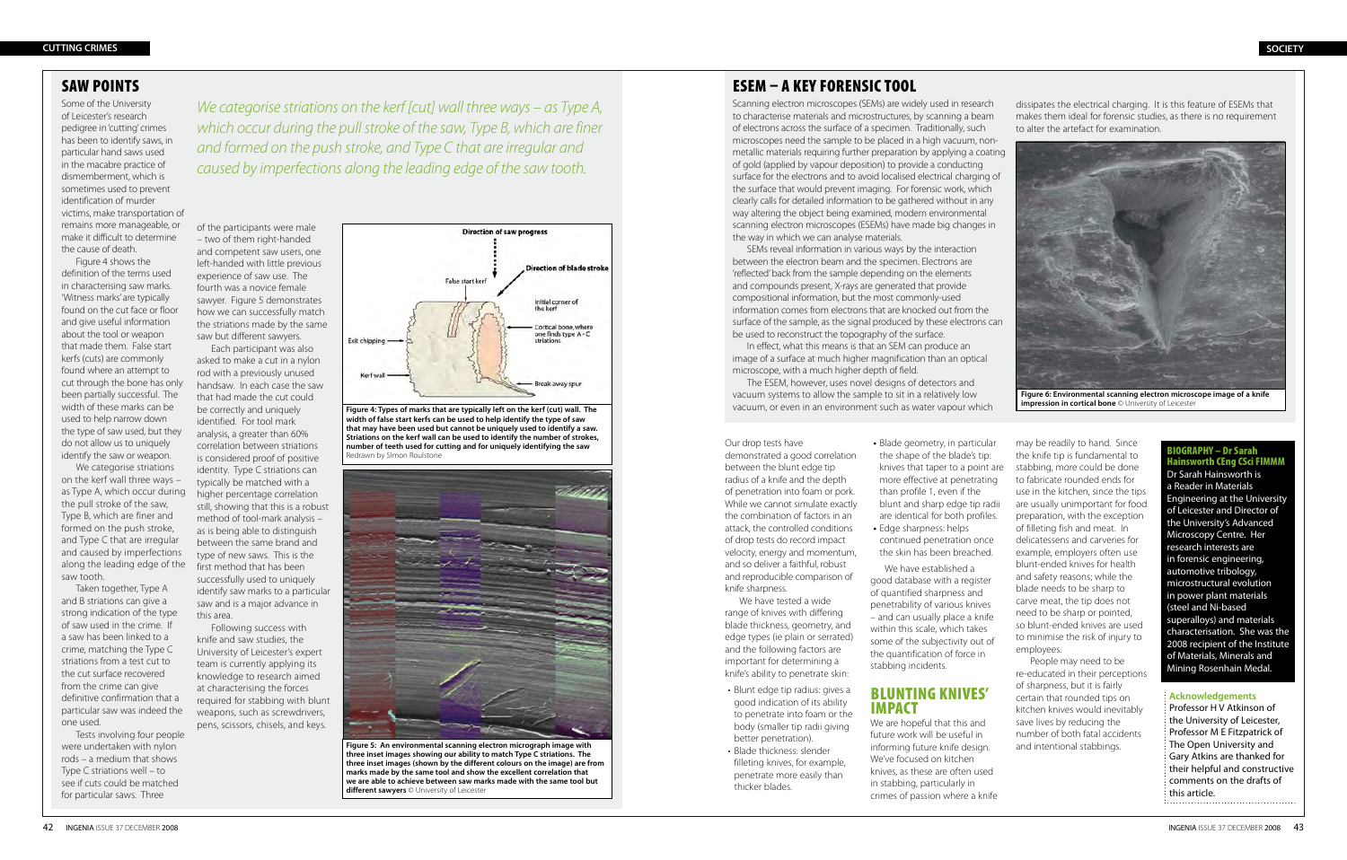## SAW POINTS

Some of the University of Leicester's research pedigree in 'cutting' crimes has been to identify saws, in particular hand saws used in the macabre practice of dismemberment, which is sometimes used to prevent identification of murder victims, make transportation of remains more manageable, or make it difficult to determine the cause of death.

Figure 4 shows the definition of the terms used in characterising saw marks. 'Witness marks' are typically found on the cut face or floor and give useful information about the tool or weapon that made them. False start kerfs (cuts) are commonly found where an attempt to cut through the bone has only been partially successful. The width of these marks can be used to help narrow down the type of saw used, but they do not allow us to uniquely identify the saw or weapon.

*We categorise striations on the kerf [cut] wall three ways – as Type A, which occur during the pull stroke of the saw, Type B, which are finer and formed on the push stroke, and Type C that are irregular and caused by imperfections along the leading edge of the saw tooth.*

We categorise striations on the kerf wall three ways – as Type A, which occur during the pull stroke of the saw, Type B, which are finer and formed on the push stroke, and Type C that are irregular and caused by imperfections along the leading edge of the saw tooth.

Taken together, Type A and B striations can give a strong indication of the type of saw used in the crime. If a saw has been linked to a crime, matching the Type C striations from a test cut to the cut surface recovered from the crime can give definitive confirmation that a particular saw was indeed the one used.

Tests involving four people were undertaken with nylon rods – a medium that shows Type C striations well – to see if cuts could be matched for particular saws. Three of the participants were male – two of them right-handed and competent saw users, one left-handed with little previous experience of saw use. The fourth was a novice female sawyer. Figure 5 demonstrates how we can successfully match the striations made by the same saw but different sawyers.

Each participant was also asked to make a cut in a nylon rod with a previously unused handsaw. In each case the saw that had made the cut could be correctly and uniquely identified. For tool mark analysis, a greater than 60% correlation between striations is considered proof of positive identity. Type C striations can typically be matched with a higher percentage correlation still, showing that this is a robust method of tool-mark analysis – as is being able to distinguish between the same brand and type of new saws. This is the first method that has been successfully used to uniquely identify saw marks to a particular saw and is a major advance in this area.

Following success with knife and saw studies, the University of Leicester's expert team is currently applying its knowledge to research aimed at characterising the forces required for stabbing with blunt weapons, such as screwdrivers, pens, scissors, chisels, and keys.

Direction of saw progress
Direction of blade stroke
False start kerf
Initial corner of the kerf
Cortical bone, where one finds type A–C striations
Exit chipping
Kerf wall
Break-away spur

**Figure 4: Types of marks that are typically left on the kerf (cut) wall. The width of false start kerfs can be used to help identify the type of saw that may have been used but cannot be uniquely used to identify a saw. Striations on the kerf wall can be used to identify the number of strokes, number of teeth used for cutting and for uniquely identifying the saw** Redrawn by Simon Roulstone

**Figure 5: An environmental scanning electron micrograph image with three inset images showing our ability to match Type C striations. The three inset images (shown by the different colours on the image) are from marks made by the same tool and show the excellent correlation that we are able to achieve between saw marks made with the same tool but different sawyers** © University of Leicester

## ESEM – A KEY FORENSIC TOOL

Scanning electron microscopes (SEMs) are widely used in research to characterise materials and microstructures, by scanning a beam of electrons across the surface of a specimen. Traditionally, such microscopes need the sample to be placed in a high vacuum, non-metallic materials requiring further preparation by applying a coating of gold (applied by vapour deposition) to provide a conducting surface for the electrons and to avoid localised electrical charging of the surface that would prevent imaging. For forensic work, which clearly calls for detailed information to be gathered without in any way altering the object being examined, modern environmental scanning electron microscopes (ESEMs) have made big changes in the way in which we can analyse materials.

SEMs reveal information in various ways by the interaction between the electron beam and the specimen. Electrons are 'reflected' back from the sample depending on the elements and compounds present, X-rays are generated that provide compositional information, but the most commonly-used information comes from electrons that are knocked out from the surface of the sample, as the signal produced by these electrons can be used to reconstruct the topography of the surface.

In effect, what this means is that an SEM can produce an image of a surface at much higher magnification than an optical microscope, with a much higher depth of field.

The ESEM, however, uses novel designs of detectors and vacuum systems to allow the sample to sit in a relatively low vacuum, or even in an environment such as water vapour which dissipates the electrical charging. It is this feature of ESEMs that makes them ideal for forensic studies, as there is no requirement to alter the artefact for examination.

**Figure 6: Environmental scanning electron microscope image of a knife impression in cortical bone** © University of Leicester

Our drop tests have demonstrated a good correlation between the blunt edge tip radius of a knife and the depth of penetration into foam or pork. While we cannot simulate exactly the combination of factors in an attack, the controlled conditions of drop tests do record impact velocity, energy and momentum, and so deliver a faithful, robust and reproducible comparison of knife sharpness.

We have tested a wide range of knives with differing blade thickness, geometry, and edge types (ie plain or serrated) and the following factors are important for determining a knife's ability to penetrate skin:

- Blunt edge tip radius: gives a good indication of its ability to penetrate into foam or the body (smaller tip radii giving better penetration).
- Blade thickness: slender filleting knives, for example, penetrate more easily than thicker blades.
- Blade geometry, in particular the shape of the blade's tip: knives that taper to a point are more effective at penetrating than profile 1, even if the blunt and sharp edge tip radii are identical for both profiles.
- Edge sharpness: helps continued penetration once the skin has been breached.

We have established a good database with a register of quantified sharpness and penetrability of various knives – and can usually place a knife within this scale, which takes some of the subjectivity out of the quantification of force in stabbing incidents.

## BLUNTING KNIVES' IMPACT

We are hopeful that this and future work will be useful in informing future knife design. We've focused on kitchen knives, as these are often used in stabbing, particularly in crimes of passion where a knife may be readily to hand. Since the knife tip is fundamental to stabbing, more could be done to fabricate rounded ends for use in the kitchen, since the tips are usually unimportant for food preparation, with the exception of filleting fish and meat. In delicatessens and carveries for example, employers often use blunt-ended knives for health and safety reasons; while the blade needs to be sharp to carve meat, the tip does not need to be sharp or pointed, so blunt-ended knives are used to minimise the risk of injury to employees.

People may need to be re-educated in their perceptions of sharpness, but it is fairly certain that rounded tips on kitchen knives would inevitably save lives by reducing the number of both fatal accidents and intentional stabbings.

### BIOGRAPHY – Dr Sarah Hainsworth CEng CSci FIMMM

Dr Sarah Hainsworth is a Reader in Materials Engineering at the University of Leicester and Director of the University's Advanced Microscopy Centre. Her research interests are in forensic engineering, automotive tribology, microstructural evolution in power plant materials (steel and Ni-based superalloys) and materials characterisation. She was the 2008 recipient of the Institute of Materials, Minerals and Mining Rosenhain Medal.

### Acknowledgements

Professor H V Atkinson of the University of Leicester, Professor M E Fitzpatrick of The Open University and Gary Atkins are thanked for their helpful and constructive comments on the drafts of this article.